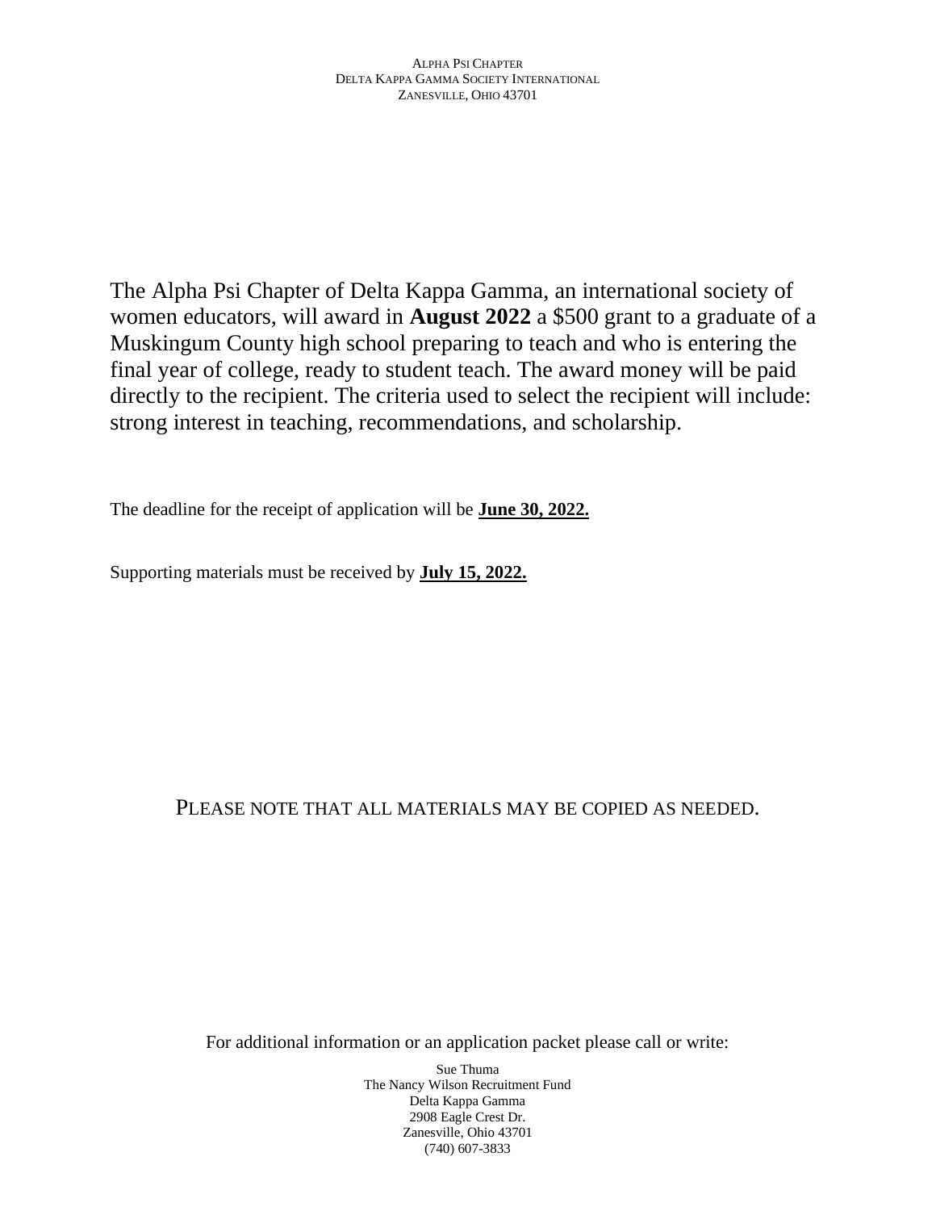Alpha Psi Chapter
Delta Kappa Gamma Society International
Zanesville, Ohio 43701

The Alpha Psi Chapter of Delta Kappa Gamma, an international society of women educators, will award in **August 2022** a $500 grant to a graduate of a Muskingum County high school preparing to teach and who is entering the final year of college, ready to student teach. The award money will be paid directly to the recipient. The criteria used to select the recipient will include: strong interest in teaching, recommendations, and scholarship.

The deadline for the receipt of application will be **June 30, 2022.**

Supporting materials must be received by **July 15, 2022.**

PLEASE NOTE THAT ALL MATERIALS MAY BE COPIED AS NEEDED.

For additional information or an application packet please call or write:

Sue Thuma
The Nancy Wilson Recruitment Fund
Delta Kappa Gamma
2908 Eagle Crest Dr.
Zanesville, Ohio 43701
(740) 607-3833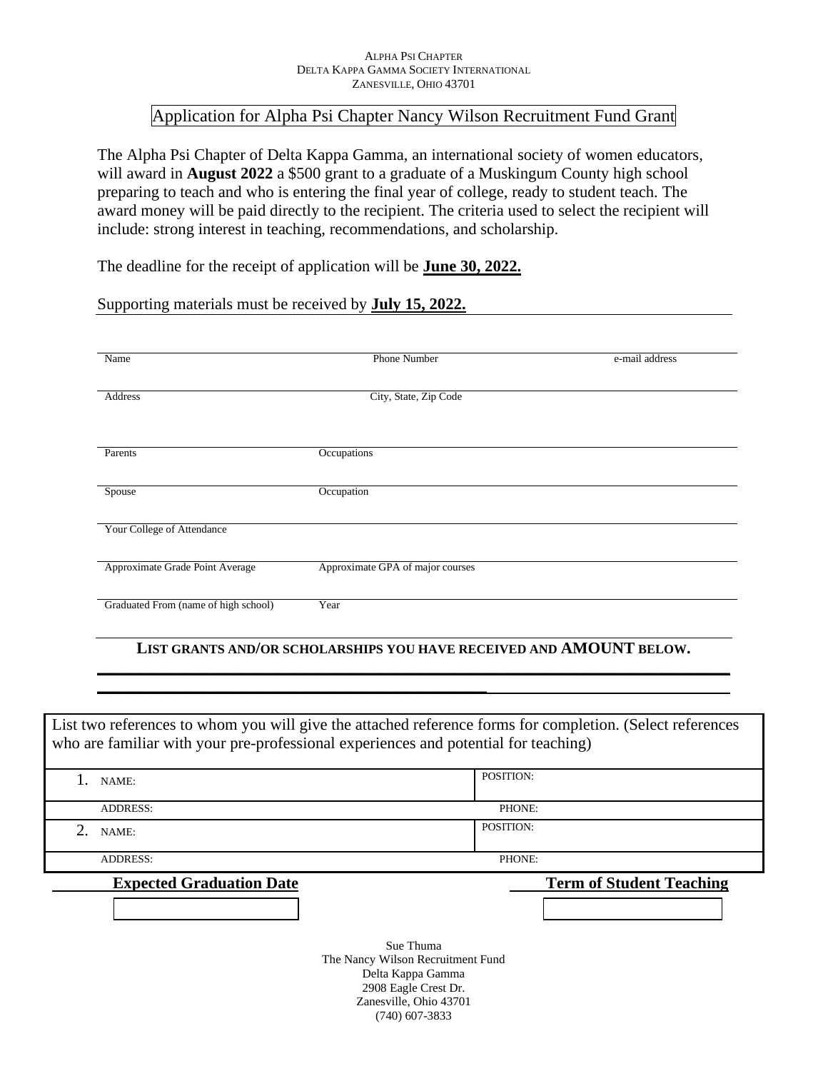ALPHA PSI CHAPTER
DELTA KAPPA GAMMA SOCIETY INTERNATIONAL
ZANESVILLE, OHIO 43701

# Application for Alpha Psi Chapter Nancy Wilson Recruitment Fund Grant

The Alpha Psi Chapter of Delta Kappa Gamma, an international society of women educators, will award in **August 2022** a $500 grant to a graduate of a Muskingum County high school preparing to teach and who is entering the final year of college, ready to student teach. The award money will be paid directly to the recipient. The criteria used to select the recipient will include: strong interest in teaching, recommendations, and scholarship.

The deadline for the receipt of application will be **June 30, 2022.**

Supporting materials must be received by **July 15, 2022.**

| Name | Phone Number | e-mail address |
|---|---|---|
| Address | City, State, Zip Code | |
| Parents | Occupations | |
| Spouse | Occupation | |
| Your College of Attendance | | |
| Approximate Grade Point Average | Approximate GPA of major courses | |
| Graduated From (name of high school) | Year | |

**LIST GRANTS AND/OR SCHOLARSHIPS YOU HAVE RECEIVED AND AMOUNT BELOW.**

______________________________________________________________________

______________________________________________________________________

List two references to whom you will give the attached reference forms for completion. (Select references who are familiar with your pre-professional experiences and potential for teaching)

| | |
|---|---|
| 1. NAME: | POSITION: |
| ADDRESS: | PHONE: |
| 2. NAME: | POSITION: |
| ADDRESS: | PHONE: |

| **Expected Graduation Date** | **Term of Student Teaching** |
|---|---|
| | |

Sue Thuma
The Nancy Wilson Recruitment Fund
Delta Kappa Gamma
2908 Eagle Crest Dr.
Zanesville, Ohio 43701
(740) 607-3833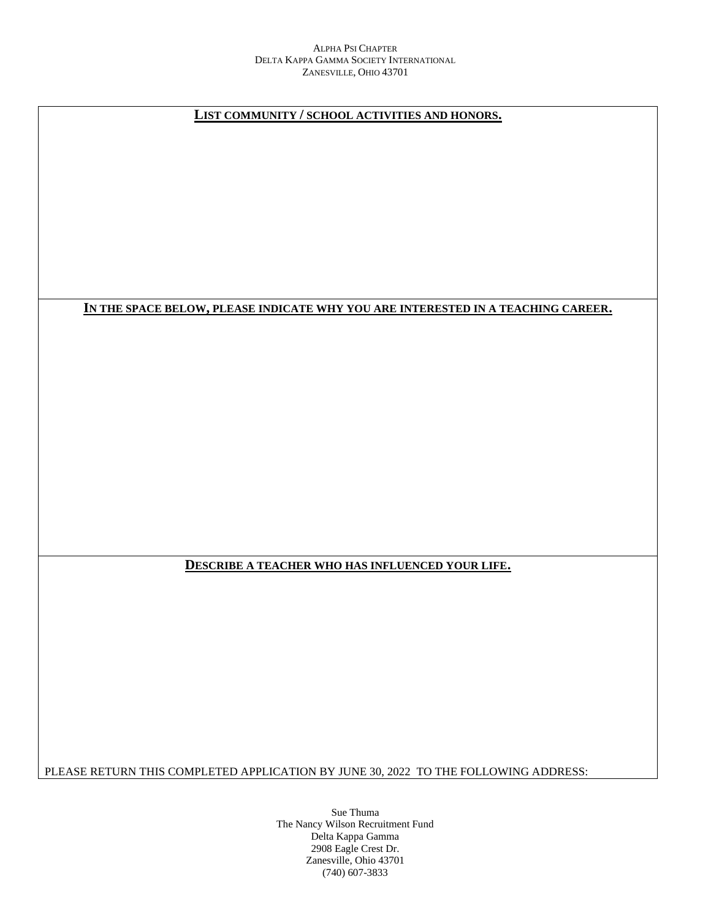ALPHA PSI CHAPTER
DELTA KAPPA GAMMA SOCIETY INTERNATIONAL
ZANESVILLE, OHIO 43701

**LIST COMMUNITY / SCHOOL ACTIVITIES AND HONORS.**

**IN THE SPACE BELOW, PLEASE INDICATE WHY YOU ARE INTERESTED IN A TEACHING CAREER.**

**DESCRIBE A TEACHER WHO HAS INFLUENCED YOUR LIFE.**

PLEASE RETURN THIS COMPLETED APPLICATION BY JUNE 30, 2022 TO THE FOLLOWING ADDRESS:

Sue Thuma
The Nancy Wilson Recruitment Fund
Delta Kappa Gamma
2908 Eagle Crest Dr.
Zanesville, Ohio 43701
(740) 607-3833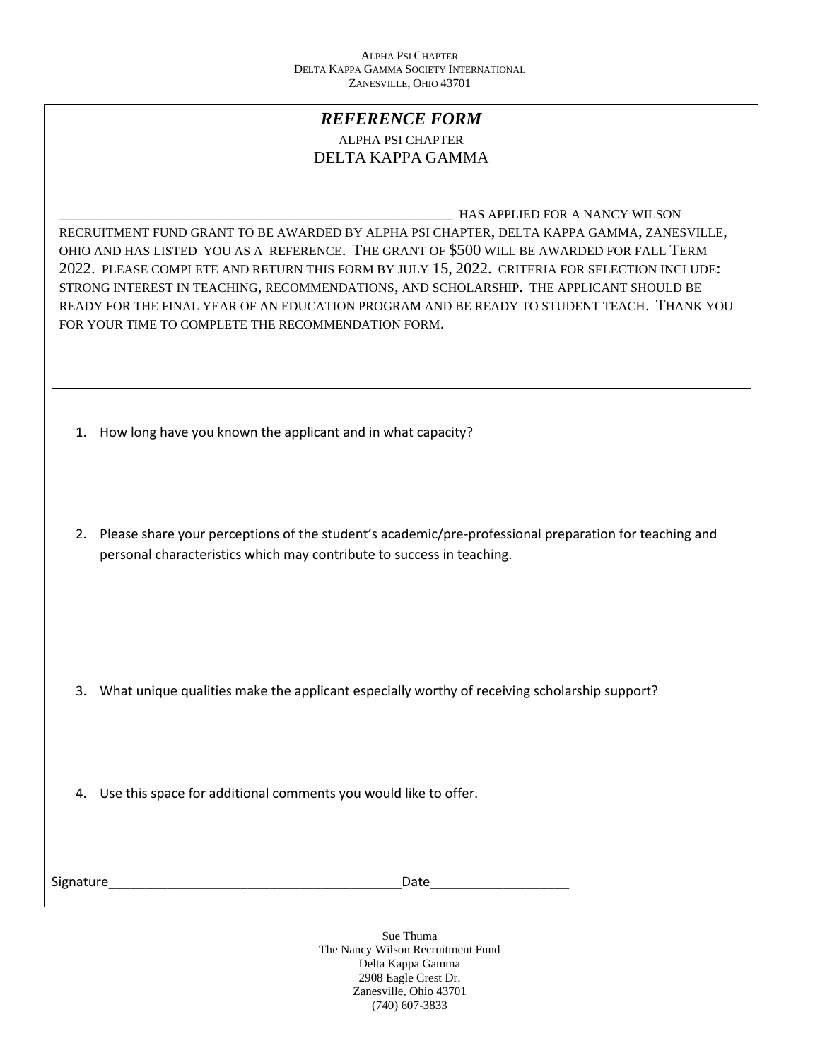ALPHA PSI CHAPTER
DELTA KAPPA GAMMA SOCIETY INTERNATIONAL
ZANESVILLE, OHIO 43701

## *REFERENCE FORM*

ALPHA PSI CHAPTER
DELTA KAPPA GAMMA

_______________________________________________________ HAS APPLIED FOR A NANCY WILSON RECRUITMENT FUND GRANT TO BE AWARDED BY ALPHA PSI CHAPTER, DELTA KAPPA GAMMA, ZANESVILLE, OHIO AND HAS LISTED YOU AS A REFERENCE. THE GRANT OF $500 WILL BE AWARDED FOR FALL TERM 2022. PLEASE COMPLETE AND RETURN THIS FORM BY JULY 15, 2022. CRITERIA FOR SELECTION INCLUDE: STRONG INTEREST IN TEACHING, RECOMMENDATIONS, AND SCHOLARSHIP. THE APPLICANT SHOULD BE READY FOR THE FINAL YEAR OF AN EDUCATION PROGRAM AND BE READY TO STUDENT TEACH. THANK YOU FOR YOUR TIME TO COMPLETE THE RECOMMENDATION FORM.

1. How long have you known the applicant and in what capacity?

2. Please share your perceptions of the student's academic/pre-professional preparation for teaching and personal characteristics which may contribute to success in teaching.

3. What unique qualities make the applicant especially worthy of receiving scholarship support?

4. Use this space for additional comments you would like to offer.

Signature________________________________________Date___________________

Sue Thuma
The Nancy Wilson Recruitment Fund
Delta Kappa Gamma
2908 Eagle Crest Dr.
Zanesville, Ohio 43701
(740) 607-3833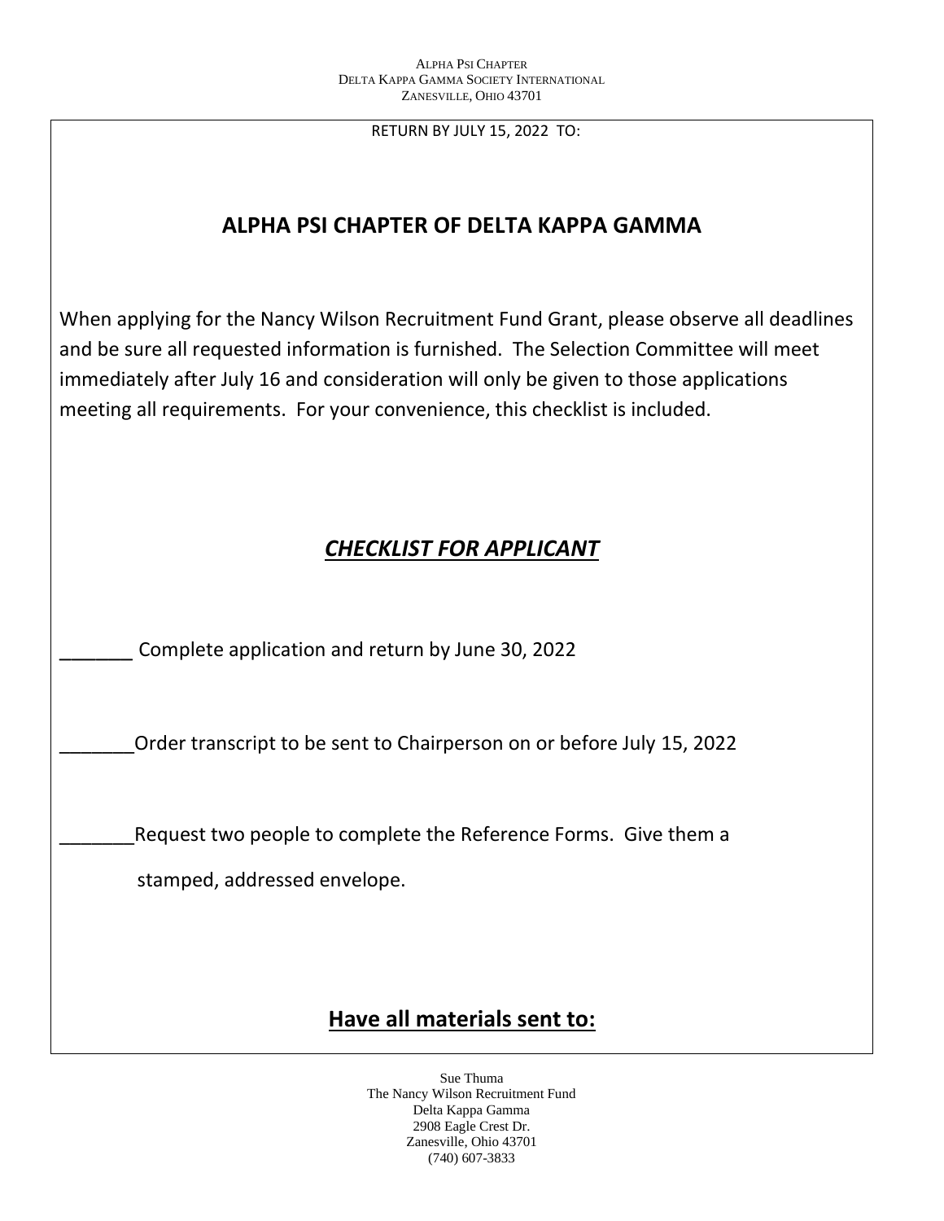Alpha Psi Chapter
Delta Kappa Gamma Society International
Zanesville, Ohio 43701

RETURN BY JULY 15, 2022 TO:

## ALPHA PSI CHAPTER OF DELTA KAPPA GAMMA

When applying for the Nancy Wilson Recruitment Fund Grant, please observe all deadlines and be sure all requested information is furnished. The Selection Committee will meet immediately after July 16 and consideration will only be given to those applications meeting all requirements. For your convenience, this checklist is included.

## ***CHECKLIST FOR APPLICANT***

_______ Complete application and return by June 30, 2022

_______Order transcript to be sent to Chairperson on or before July 15, 2022

_______Request two people to complete the Reference Forms. Give them a stamped, addressed envelope.

## Have all materials sent to:

Sue Thuma
The Nancy Wilson Recruitment Fund
Delta Kappa Gamma
2908 Eagle Crest Dr.
Zanesville, Ohio 43701
(740) 607-3833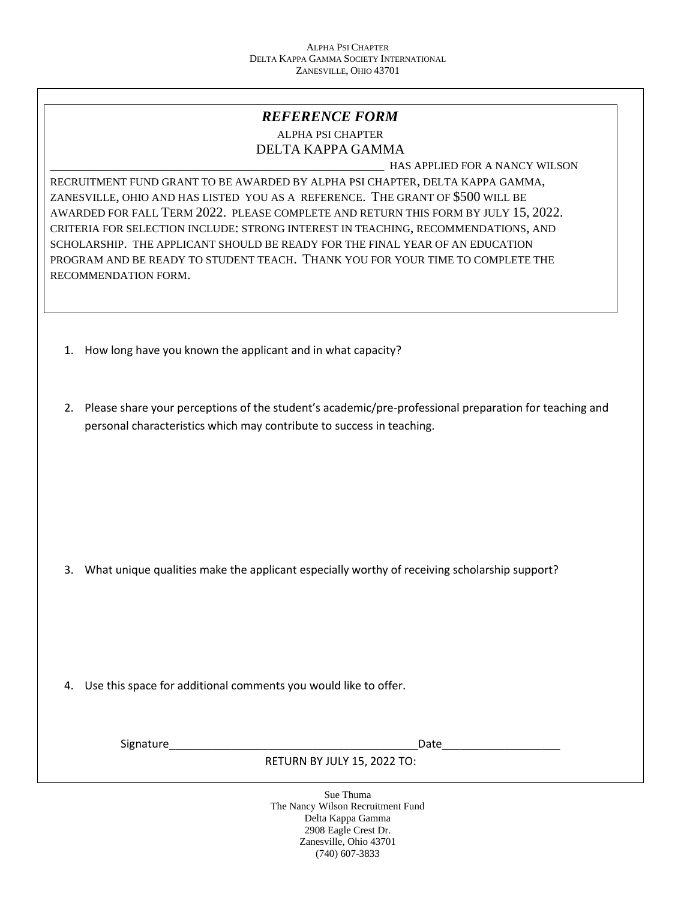ALPHA PSI CHAPTER
DELTA KAPPA GAMMA SOCIETY INTERNATIONAL
ZANESVILLE, OHIO 43701

## *REFERENCE FORM*

ALPHA PSI CHAPTER

DELTA KAPPA GAMMA

_______________________________________________________ HAS APPLIED FOR A NANCY WILSON RECRUITMENT FUND GRANT TO BE AWARDED BY ALPHA PSI CHAPTER, DELTA KAPPA GAMMA, ZANESVILLE, OHIO AND HAS LISTED YOU AS A REFERENCE. THE GRANT OF $500 WILL BE AWARDED FOR FALL TERM 2022. PLEASE COMPLETE AND RETURN THIS FORM BY JULY 15, 2022. CRITERIA FOR SELECTION INCLUDE: STRONG INTEREST IN TEACHING, RECOMMENDATIONS, AND SCHOLARSHIP. THE APPLICANT SHOULD BE READY FOR THE FINAL YEAR OF AN EDUCATION PROGRAM AND BE READY TO STUDENT TEACH. THANK YOU FOR YOUR TIME TO COMPLETE THE RECOMMENDATION FORM.

1. How long have you known the applicant and in what capacity?

2. Please share your perceptions of the student's academic/pre-professional preparation for teaching and personal characteristics which may contribute to success in teaching.

3. What unique qualities make the applicant especially worthy of receiving scholarship support?

4. Use this space for additional comments you would like to offer.

Signature________________________________________Date___________________

RETURN BY JULY 15, 2022 TO:

Sue Thuma
The Nancy Wilson Recruitment Fund
Delta Kappa Gamma
2908 Eagle Crest Dr.
Zanesville, Ohio 43701
(740) 607-3833